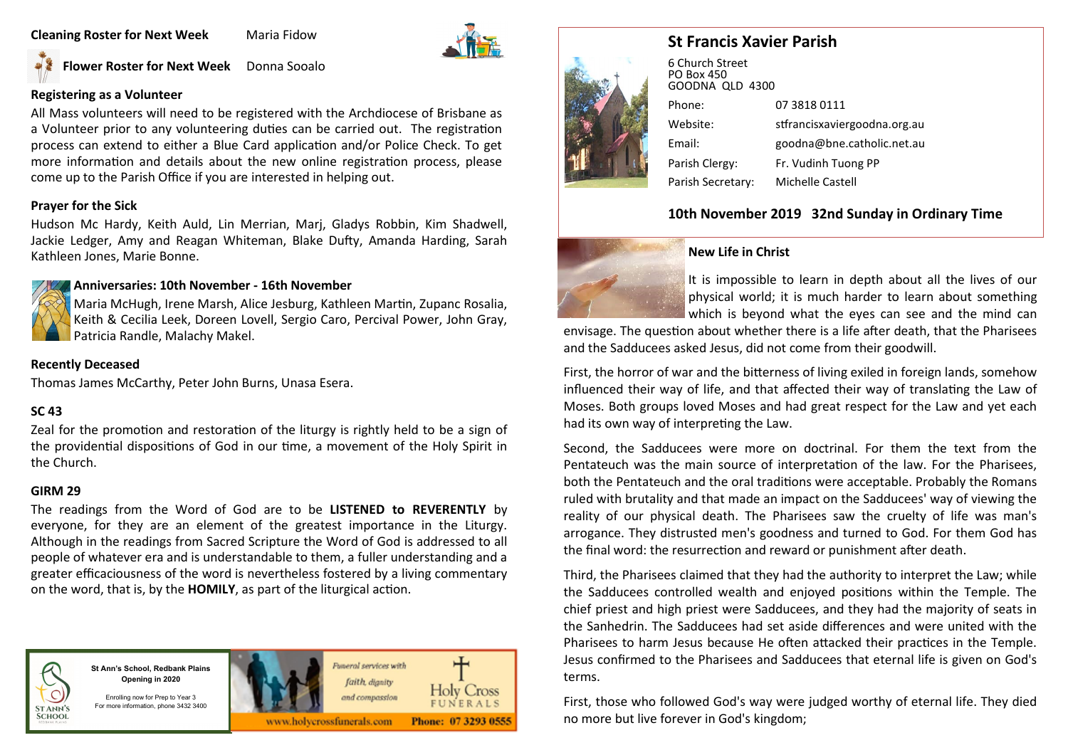**Cleaning Roster for Next Week** Maria Fidow

**Flower Roster for Next Week** Donna Sooalo

**Registering as a Volunteer**

All Mass volunteers will need to be registered with the Archdiocese of Brisbane as a Volunteer prior to any volunteering duties can be carried out. The registration process can extend to either a Blue Card application and/or Police Check. To get more information and details about the new online registration process, please come up to the Parish Office if you are interested in helping out.

**Prayer for the Sick**

Hudson Mc Hardy, Keith Auld, Lin Merrian, Marj, Gladys Robbin, Kim Shadwell, Jackie Ledger, Amy and Reagan Whiteman, Blake Dufty, Amanda Harding, Sarah Kathleen Jones, Marie Bonne.

**Anniversaries: 10th November - 16th November**

Maria McHugh, Irene Marsh, Alice Jesburg, Kathleen Martin, Zupanc Rosalia, Keith & Cecilia Leek, Doreen Lovell, Sergio Caro, Percival Power, John Gray, Patricia Randle, Malachy Makel.

**Recently Deceased**

Thomas James McCarthy, Peter John Burns, Unasa Esera.

**SC 43**

Zeal for the promotion and restoration of the liturgy is rightly held to be a sign of the providential dispositions of God in our time, a movement of the Holy Spirit in the Church.

**GIRM 29**

The readings from the Word of God are to be **LISTENED to REVERENTLY** by everyone, for they are an element of the greatest importance in the Liturgy. Although in the readings from Sacred Scripture the Word of God is addressed to all people of whatever era and is understandable to them, a fuller understanding and a greater efficaciousness of the word is nevertheless fostered by a living commentary on the word, that is, by the **HOMILY**, as part of the liturgical action.

**St Ann's School, Redbank Plains**
**Opening in 2020**

Enrolling now for Prep to Year 3
For more information, phone 3432 3400

*Funeral services with faith, dignity and compassion*

Holy Cross FUNERALS

www.holycrossfunerals.com Phone: 07 3293 0555

## St Francis Xavier Parish

6 Church Street
PO Box 450
GOODNA QLD 4300

| | |
|---|---|
| Phone: | 07 3818 0111 |
| Website: | stfrancisxaviergoodna.org.au |
| Email: | goodna@bne.catholic.net.au |
| Parish Clergy: | Fr. Vudinh Tuong PP |
| Parish Secretary: | Michelle Castell |

### 10th November 2019 32nd Sunday in Ordinary Time

**New Life in Christ**

It is impossible to learn in depth about all the lives of our physical world; it is much harder to learn about something which is beyond what the eyes can see and the mind can envisage. The question about whether there is a life after death, that the Pharisees and the Sadducees asked Jesus, did not come from their goodwill.

First, the horror of war and the bitterness of living exiled in foreign lands, somehow influenced their way of life, and that affected their way of translating the Law of Moses. Both groups loved Moses and had great respect for the Law and yet each had its own way of interpreting the Law.

Second, the Sadducees were more on doctrinal. For them the text from the Pentateuch was the main source of interpretation of the law. For the Pharisees, both the Pentateuch and the oral traditions were acceptable. Probably the Romans ruled with brutality and that made an impact on the Sadducees' way of viewing the reality of our physical death. The Pharisees saw the cruelty of life was man's arrogance. They distrusted men's goodness and turned to God. For them God has the final word: the resurrection and reward or punishment after death.

Third, the Pharisees claimed that they had the authority to interpret the Law; while the Sadducees controlled wealth and enjoyed positions within the Temple. The chief priest and high priest were Sadducees, and they had the majority of seats in the Sanhedrin. The Sadducees had set aside differences and were united with the Pharisees to harm Jesus because He often attacked their practices in the Temple. Jesus confirmed to the Pharisees and Sadducees that eternal life is given on God's terms.

First, those who followed God's way were judged worthy of eternal life. They died no more but live forever in God's kingdom;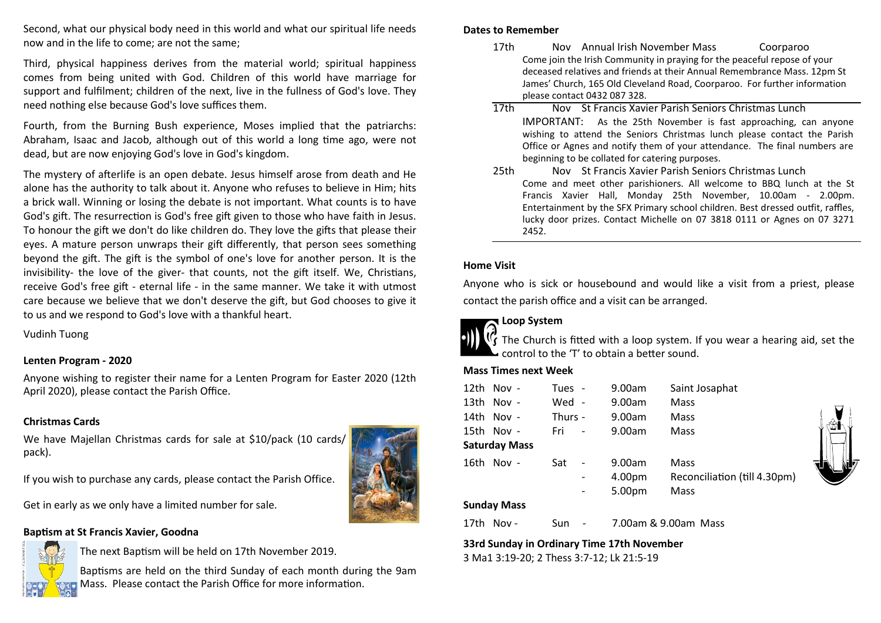Second, what our physical body need in this world and what our spiritual life needs now and in the life to come; are not the same;

Third, physical happiness derives from the material world; spiritual happiness comes from being united with God. Children of this world have marriage for support and fulfilment; children of the next, live in the fullness of God's love. They need nothing else because God's love suffices them.

Fourth, from the Burning Bush experience, Moses implied that the patriarchs: Abraham, Isaac and Jacob, although out of this world a long time ago, were not dead, but are now enjoying God's love in God's kingdom.

The mystery of afterlife is an open debate. Jesus himself arose from death and He alone has the authority to talk about it. Anyone who refuses to believe in Him; hits a brick wall. Winning or losing the debate is not important. What counts is to have God's gift. The resurrection is God's free gift given to those who have faith in Jesus. To honour the gift we don't do like children do. They love the gifts that please their eyes. A mature person unwraps their gift differently, that person sees something beyond the gift. The gift is the symbol of one's love for another person. It is the invisibility- the love of the giver- that counts, not the gift itself. We, Christians, receive God's free gift - eternal life - in the same manner. We take it with utmost care because we believe that we don't deserve the gift, but God chooses to give it to us and we respond to God's love with a thankful heart.

Vudinh Tuong

**Lenten Program - 2020**

Anyone wishing to register their name for a Lenten Program for Easter 2020 (12th April 2020), please contact the Parish Office.

**Christmas Cards**

We have Majellan Christmas cards for sale at $10/pack (10 cards/ pack).

If you wish to purchase any cards, please contact the Parish Office.

Get in early as we only have a limited number for sale.

**Baptism at St Francis Xavier, Goodna**

The next Baptism will be held on 17th November 2019.

Baptisms are held on the third Sunday of each month during the 9am Mass. Please contact the Parish Office for more information.

**Dates to Remember**

17th Nov Annual Irish November Mass Coorparoo

Come join the Irish Community in praying for the peaceful repose of your deceased relatives and friends at their Annual Remembrance Mass. 12pm St James' Church, 165 Old Cleveland Road, Coorparoo. For further information please contact 0432 087 328.

17th Nov St Francis Xavier Parish Seniors Christmas Lunch

IMPORTANT: As the 25th November is fast approaching, can anyone wishing to attend the Seniors Christmas lunch please contact the Parish Office or Agnes and notify them of your attendance. The final numbers are beginning to be collated for catering purposes.

25th Nov St Francis Xavier Parish Seniors Christmas Lunch

Come and meet other parishioners. All welcome to BBQ lunch at the St Francis Xavier Hall, Monday 25th November, 10.00am - 2.00pm. Entertainment by the SFX Primary school children. Best dressed outfit, raffles, lucky door prizes. Contact Michelle on 07 3818 0111 or Agnes on 07 3271 2452.

**Home Visit**

Anyone who is sick or housebound and would like a visit from a priest, please contact the parish office and a visit can be arranged.

**Loop System**

The Church is fitted with a loop system. If you wear a hearing aid, set the control to the 'T' to obtain a better sound.

**Mass Times next Week**

| | | | |
|---|---|---|---|
| 12th Nov - | Tues - | 9.00am | Saint Josaphat |
| 13th Nov - | Wed - | 9.00am | Mass |
| 14th Nov - | Thurs - | 9.00am | Mass |
| 15th Nov - | Fri - | 9.00am | Mass |
| **Saturday Mass** | | | |
| 16th Nov - | Sat - | 9.00am | Mass |
| | - | 4.00pm | Reconciliation (till 4.30pm) |
| | - | 5.00pm | Mass |
| **Sunday Mass** | | | |
| 17th Nov - | Sun - | 7.00am & 9.00am | Mass |

**33rd Sunday in Ordinary Time 17th November**

3 Ma1 3:19-20; 2 Thess 3:7-12; Lk 21:5-19